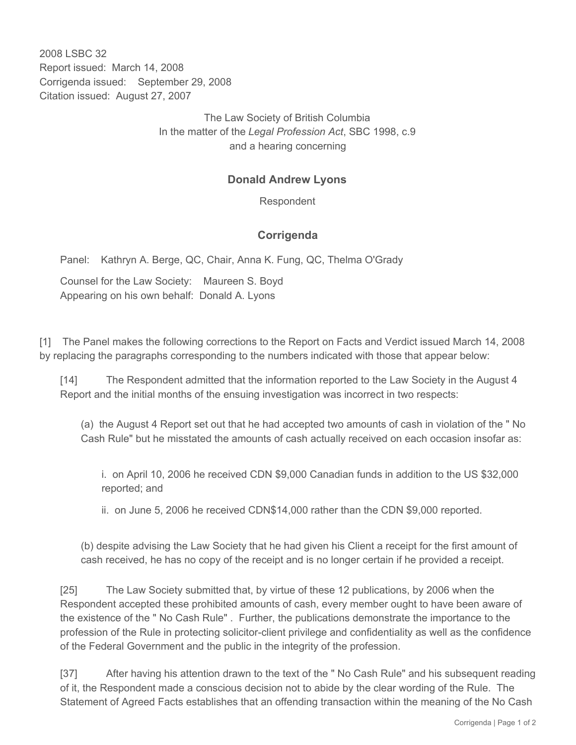2008 LSBC 32
Report issued: March 14, 2008
Corrigenda issued: September 29, 2008
Citation issued: August 27, 2007

The Law Society of British Columbia
In the matter of the *Legal Profession Act*, SBC 1998, c.9
and a hearing concerning

## Donald Andrew Lyons

Respondent

## Corrigenda

Panel: Kathryn A. Berge, QC, Chair, Anna K. Fung, QC, Thelma O'Grady

Counsel for the Law Society: Maureen S. Boyd
Appearing on his own behalf: Donald A. Lyons

[1] The Panel makes the following corrections to the Report on Facts and Verdict issued March 14, 2008 by replacing the paragraphs corresponding to the numbers indicated with those that appear below:

> [14] The Respondent admitted that the information reported to the Law Society in the August 4 Report and the initial months of the ensuing investigation was incorrect in two respects:
>
> (a) the August 4 Report set out that he had accepted two amounts of cash in violation of the " No Cash Rule" but he misstated the amounts of cash actually received on each occasion insofar as:
>
> i. on April 10, 2006 he received CDN $9,000 Canadian funds in addition to the US $32,000 reported; and
>
> ii. on June 5, 2006 he received CDN$14,000 rather than the CDN $9,000 reported.
>
> (b) despite advising the Law Society that he had given his Client a receipt for the first amount of cash received, he has no copy of the receipt and is no longer certain if he provided a receipt.
>
> [25] The Law Society submitted that, by virtue of these 12 publications, by 2006 when the Respondent accepted these prohibited amounts of cash, every member ought to have been aware of the existence of the " No Cash Rule" . Further, the publications demonstrate the importance to the profession of the Rule in protecting solicitor-client privilege and confidentiality as well as the confidence of the Federal Government and the public in the integrity of the profession.
>
> [37] After having his attention drawn to the text of the " No Cash Rule" and his subsequent reading of it, the Respondent made a conscious decision not to abide by the clear wording of the Rule. The Statement of Agreed Facts establishes that an offending transaction within the meaning of the No Cash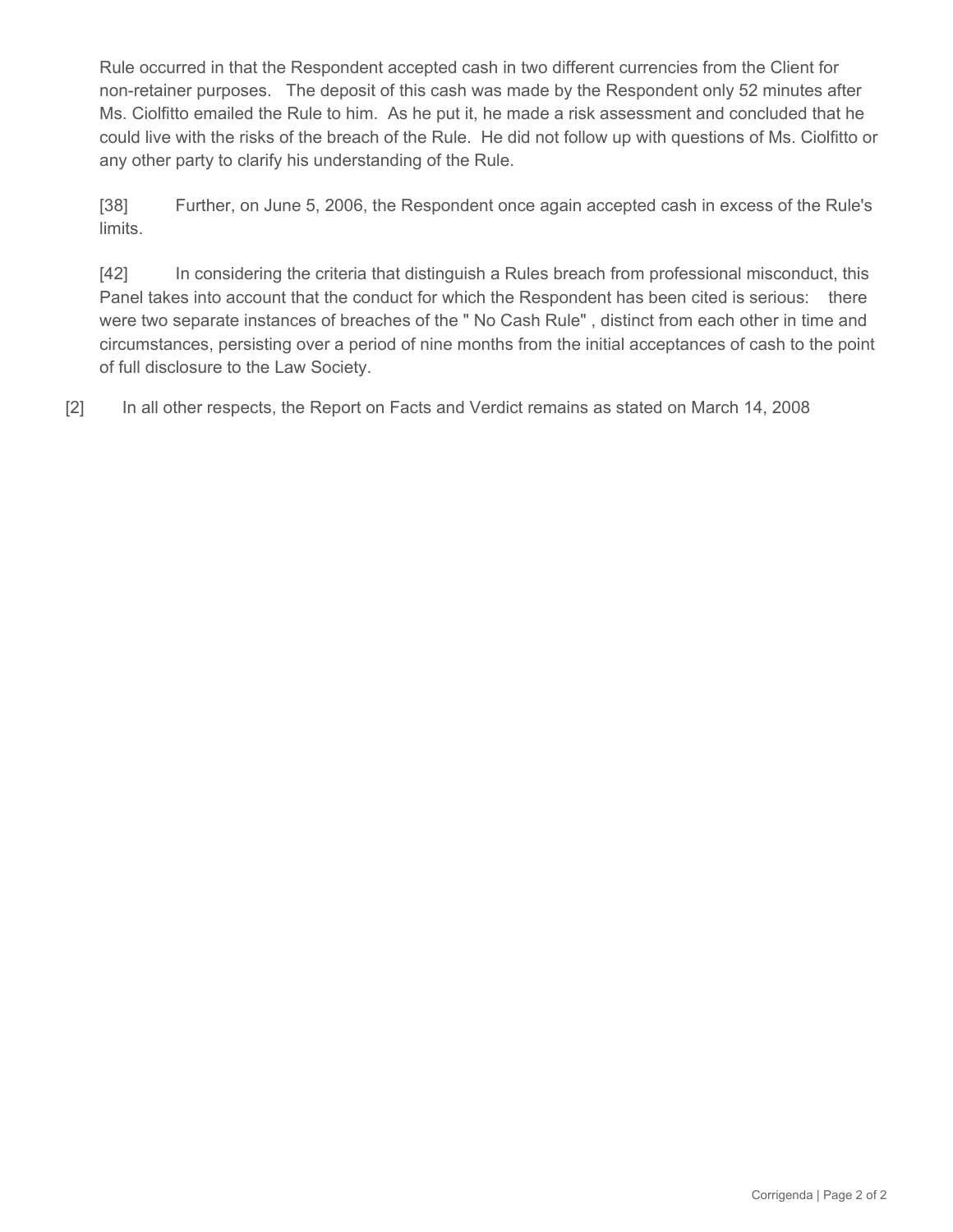Rule occurred in that the Respondent accepted cash in two different currencies from the Client for non-retainer purposes. The deposit of this cash was made by the Respondent only 52 minutes after Ms. Ciolfitto emailed the Rule to him. As he put it, he made a risk assessment and concluded that he could live with the risks of the breach of the Rule. He did not follow up with questions of Ms. Ciolfitto or any other party to clarify his understanding of the Rule.

[38] Further, on June 5, 2006, the Respondent once again accepted cash in excess of the Rule's limits.

[42] In considering the criteria that distinguish a Rules breach from professional misconduct, this Panel takes into account that the conduct for which the Respondent has been cited is serious: there were two separate instances of breaches of the " No Cash Rule" , distinct from each other in time and circumstances, persisting over a period of nine months from the initial acceptances of cash to the point of full disclosure to the Law Society.

[2] In all other respects, the Report on Facts and Verdict remains as stated on March 14, 2008